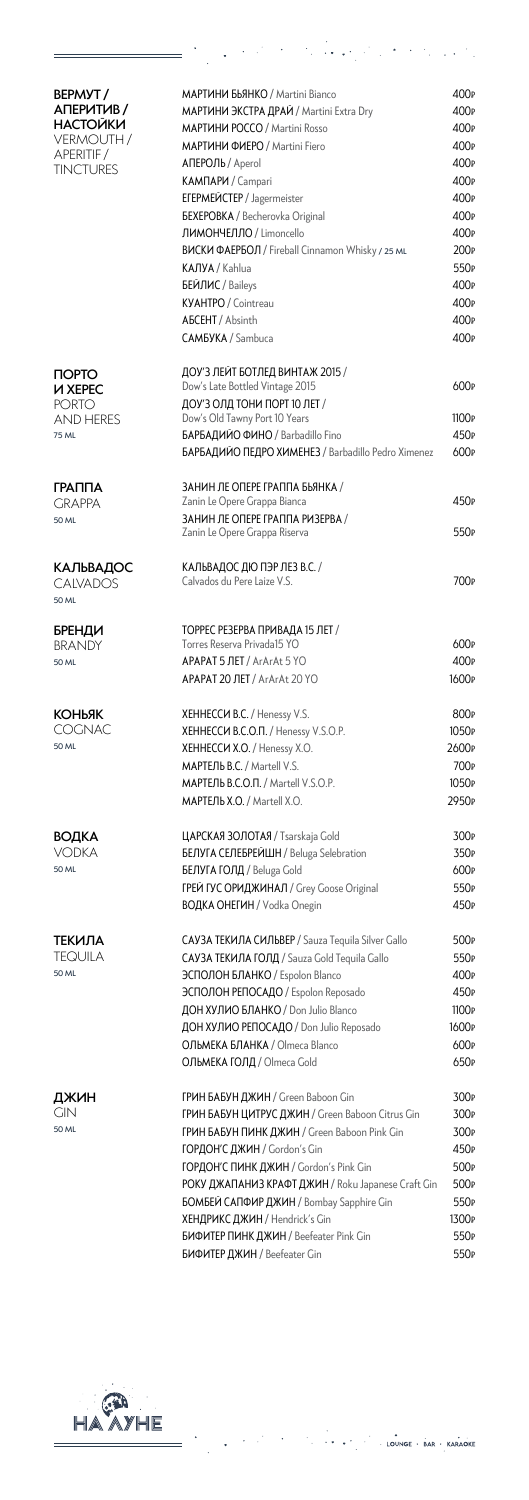## ВЕРМУТ / АПЕРИТИВ / НАСТОЙКИ
VERMOUTH / APERITIF / TINCTURES

| | |
|---|---|
| **МАРТИНИ БЬЯНКО** / Martini Bianco | 400₽ |
| **МАРТИНИ ЭКСТРА ДРАЙ** / Martini Extra Dry | 400₽ |
| **МАРТИНИ РОССО** / Martini Rosso | 400₽ |
| **МАРТИНИ ФИЕРО** / Martini Fiero | 400₽ |
| **АПЕРОЛЬ** / Aperol | 400₽ |
| **КАМПАРИ** / Campari | 400₽ |
| **ЕГЕРМЕЙСТЕР** / Jagermeister | 400₽ |
| **БЕХЕРОВКА** / Becherovka Original | 400₽ |
| **ЛИМОНЧЕЛЛО** / Limoncello | 400₽ |
| **ВИСКИ ФАЕРБОЛ** / Fireball Cinnamon Whisky / 25 ML | 200₽ |
| **КАЛУА** / Kahlua | 550₽ |
| **БЕЙЛИС** / Baileys | 400₽ |
| **КУАНТРО** / Cointreau | 400₽ |
| **АБСЕНТ** / Absinth | 400₽ |
| **САМБУКА** / Sambuca | 400₽ |

## ПОРТО И ХЕРЕС
PORTO AND HERES
75 ML

| | |
|---|---|
| **ДОУ'З ЛЕЙТ БОТЛЕД ВИНТАЖ 2015** / Dow's Late Bottled Vintage 2015 | 600₽ |
| **ДОУ'З ОЛД ТОНИ ПОРТ 10 ЛЕТ** / Dow's Old Tawny Port 10 Years | 1100₽ |
| **БАРБАДИЙО ФИНО** / Barbadillo Fino | 450₽ |
| **БАРБАДИЙО ПЕДРО ХИМЕНЕЗ** / Barbadillo Pedro Ximenez | 600₽ |

## ГРАППА
GRAPPA
50 ML

| | |
|---|---|
| **ЗАНИН ЛЕ ОПЕРЕ ГРАППА БЬЯНКА** / Zanin Le Opere Grappa Bianca | 450₽ |
| **ЗАНИН ЛЕ ОПЕРЕ ГРАППА РИЗЕРВА** / Zanin Le Opere Grappa Riserva | 550₽ |

## КАЛЬВАДОС
CALVADOS
50 ML

| | |
|---|---|
| **КАЛЬВАДОС ДЮ ПЭР ЛЕЗ В.С.** / Calvados du Pere Laize V.S. | 700₽ |

## БРЕНДИ
BRANDY
50 ML

| | |
|---|---|
| **ТОРРЕС РЕЗЕРВА ПРИВАДА 15 ЛЕТ** / Torres Reserva Privada15 YO | 600₽ |
| **АРАРАТ 5 ЛЕТ** / ArArAt 5 YO | 400₽ |
| **АРАРАТ 20 ЛЕТ** / ArArAt 20 YO | 1600₽ |

## КОНЬЯК
COGNAC
50 ML

| | |
|---|---|
| **ХЕННЕССИ В.С.** / Henessy V.S. | 800₽ |
| **ХЕННЕССИ В.С.О.П.** / Henessy V.S.O.P. | 1050₽ |
| **ХЕННЕССИ Х.О.** / Henessy X.O. | 2600₽ |
| **МАРТЕЛЬ В.С.** / Martell V.S. | 700₽ |
| **МАРТЕЛЬ В.С.О.П.** / Martell V.S.O.P. | 1050₽ |
| **МАРТЕЛЬ Х.О.** / Martell X.O. | 2950₽ |

## ВОДКА
VODKA
50 ML

| | |
|---|---|
| **ЦАРСКАЯ ЗОЛОТАЯ** / Tsarskaja Gold | 300₽ |
| **БЕЛУГА СЕЛЕБРЕЙШН** / Beluga Selebration | 350₽ |
| **БЕЛУГА ГОЛД** / Beluga Gold | 600₽ |
| **ГРЕЙ ГУС ОРИДЖИНАЛ** / Grey Goose Original | 550₽ |
| **ВОДКА ОНЕГИН** / Vodka Onegin | 450₽ |

## ТЕКИЛА
TEQUILA
50 ML

| | |
|---|---|
| **САУЗА ТЕКИЛА СИЛЬВЕР** / Sauza Tequila Silver Gallo | 500₽ |
| **САУЗА ТЕКИЛА ГОЛД** / Sauza Gold Tequila Gallo | 550₽ |
| **ЭСПОЛОН БЛАНКО** / Espolon Blanco | 400₽ |
| **ЭСПОЛОН РЕПОСАДО** / Espolon Reposado | 450₽ |
| **ДОН ХУЛИО БЛАНКО** / Don Julio Blanco | 1100₽ |
| **ДОН ХУЛИО РЕПОСАДО** / Don Julio Reposado | 1600₽ |
| **ОЛЬМЕКА БЛАНКА** / Olmeca Blanco | 600₽ |
| **ОЛЬМЕКА ГОЛД** / Olmeca Gold | 650₽ |

## ДЖИН
GIN
50 ML

| | |
|---|---|
| **ГРИН БАБУН ДЖИН** / Green Baboon Gin | 300₽ |
| **ГРИН БАБУН ЦИТРУС ДЖИН** / Green Baboon Citrus Gin | 300₽ |
| **ГРИН БАБУН ПИНК ДЖИН** / Green Baboon Pink Gin | 300₽ |
| **ГОРДОН'С ДЖИН** / Gordon's Gin | 450₽ |
| **ГОРДОН'С ПИНК ДЖИН** / Gordon's Pink Gin | 500₽ |
| **РОКУ ДЖАПАНИЗ КРАФТ ДЖИН** / Roku Japanese Craft Gin | 500₽ |
| **БОМБЕЙ САПФИР ДЖИН** / Bombay Sapphire Gin | 550₽ |
| **ХЕНДРИКС ДЖИН** / Hendrick's Gin | 1300₽ |
| **БИФИТЕР ПИНК ДЖИН** / Beefeater Pink Gin | 550₽ |
| **БИФИТЕР ДЖИН** / Beefeater Gin | 550₽ |

НА ЛУНЕ

LOUNGE · BAR · KARAOKE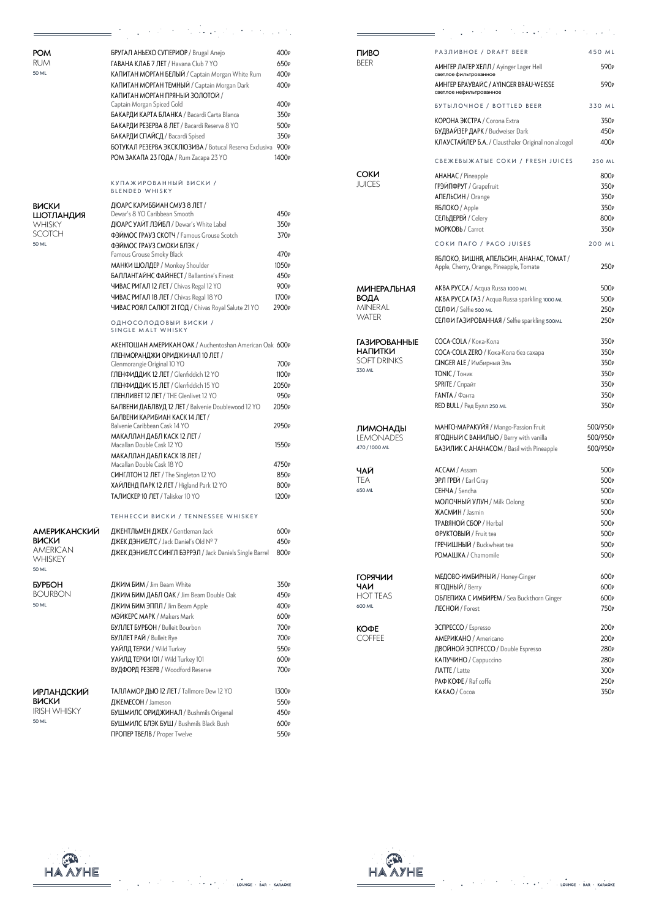## РОМ / RUM
50 ML

| Наименование | Цена |
|---|---|
| БРУГАЛ АНЬЕХО СУПЕРИОР / Brugal Anejo | 400₽ |
| ГАВАНА КЛАБ 7 ЛЕТ / Havana Club 7 YO | 650₽ |
| КАПИТАН МОРГАН БЕЛЫЙ / Captain Morgan White Rum | 400₽ |
| КАПИТАН МОРГАН ТЕМНЫЙ / Captain Morgan Dark | 400₽ |
| КАПИТАН МОРГАН ПРЯНЫЙ ЗОЛОТОЙ / Captain Morgan Spiced Gold | 400₽ |
| БАКАРДИ КАРТА БЛАНКА / Bacardi Carta Blanca | 350₽ |
| БАКАРДИ РЕЗЕРВА 8 ЛЕТ / Bacardi Reserva 8 YO | 500₽ |
| БАКАРДИ СПАЙСД / Bacardi Spised | 350₽ |
| БОТУКАЛ РЕЗЕРВА ЭКСКЛЮЗИВА / Botucal Reserva Exclusiva | 900₽ |
| РОМ ЗАКАПА 23 ГОДА / Rum Zacapa 23 YO | 1400₽ |

## ВИСКИ ШОТЛАНДИЯ / WHISKY SCOTCH
50 ML

### КУПАЖИРОВАННЫЙ ВИСКИ / BLENDED WHISKY

| Наименование | Цена |
|---|---|
| ДЮАРС КАРИББИАН СМУЗ 8 ЛЕТ / Dewar's 8 YO Caribbean Smooth | 450₽ |
| ДЮАРС УАЙТ ЛЭЙБЛ / Dewar's White Label | 350₽ |
| ФЭЙМОС ГРАУЗ СКОТЧ / Famous Grouse Scotch | 370₽ |
| ФЭЙМОС ГРАУЗ СМОКИ БЛЭК / Famous Grouse Smoky Black | 470₽ |
| МАНКИ ШОЛДЕР / Monkey Shoulder | 1050₽ |
| БАЛЛАНТАЙНС ФАЙНЕСТ / Ballantine's Finest | 450₽ |
| ЧИВАС РИГАЛ 12 ЛЕТ / Chivas Regal 12 YO | 900₽ |
| ЧИВАС РИГАЛ 18 ЛЕТ / Chivas Regal 18 YO | 1700₽ |
| ЧИВАС РОЯЛ САЛЮТ 21 ГОД / Chivas Royal Salute 21 YO | 2900₽ |

### ОДНОСОЛОДОВЫЙ ВИСКИ / SINGLE MALT WHISKY

| Наименование | Цена |
|---|---|
| АКЕНТОШАН АМЕРИКАН ОАК / Auchentoshan American Oak | 600₽ |
| ГЛЕНМОРАНДЖИ ОРИДЖИНАЛ 10 ЛЕТ / Glenmorangie Original 10 YO | 700₽ |
| ГЛЕНФИДДИК 12 ЛЕТ / Glenfiddich 12 YO | 1100₽ |
| ГЛЕНФИДДИК 15 ЛЕТ / Glenfiddich 15 YO | 2050₽ |
| ГЛЕНЛИВЕТ 12 ЛЕТ / THE Glenlivet 12 YO | 950₽ |
| БАЛВЕНИ ДАБЛВУД 12 ЛЕТ / Balvenie Doublewood 12 YO | 2050₽ |
| БАЛВЕНИ КАРИБИАН КАСК 14 ЛЕТ / Balvenie Caribbean Cask 14 YO | 2950₽ |
| МАКАЛЛАН ДАБЛ КАСК 12 ЛЕТ / Macallan Double Cask 12 YO | 1550₽ |
| МАКАЛЛАН ДАБЛ КАСК 18 ЛЕТ / Macallan Double Cask 18 YO | 4750₽ |
| СИНГЛТОН 12 ЛЕТ / The Singleton 12 YO | 850₽ |
| ХАЙЛЕНД ПАРК 12 ЛЕТ / Higland Park 12 YO | 800₽ |
| ТАЛИСКЕР 10 ЛЕТ / Talisker 10 YO | 1200₽ |

## АМЕРИКАНСКИЙ ВИСКИ / AMERICAN WHISKEY
50 ML

### ТЕННЕССИ ВИСКИ / TENNESSEE WHISKEY

| Наименование | Цена |
|---|---|
| ДЖЕНТЛЬМЕН ДЖЕК / Gentleman Jack | 600₽ |
| ДЖЕК ДЭНИЕЛ'С / Jack Daniel's Old № 7 | 450₽ |
| ДЖЕК ДЭНИЕЛ'С СИНГЛ БЭРРЭЛ / Jack Daniels Single Barrel | 800₽ |

## БУРБОН / BOURBON
50 ML

| Наименование | Цена |
|---|---|
| ДЖИМ БИМ / Jim Beam White | 350₽ |
| ДЖИМ БИМ ДАБЛ ОАК / Jim Beam Double Oak | 450₽ |
| ДЖИМ БИМ ЭППЛ / Jim Beam Apple | 400₽ |
| МЭЙКЕРС МАРК / Makers Mark | 600₽ |
| БУЛЛЕТ БУРБОН / Bulleit Bourbon | 700₽ |
| БУЛЛЕТ РАЙ / Bulleit Rye | 700₽ |
| УАЙЛД ТЕРКИ / Wild Turkey | 550₽ |
| УАЙЛД ТЕРКИ 101 / Wild Turkey 101 | 600₽ |
| ВУДФОРД РЕЗЕРВ / Woodford Reserve | 700₽ |

## ИРЛАНДСКИЙ ВИСКИ / IRISH WHISKY
50 ML

| Наименование | Цена |
|---|---|
| ТАЛЛАМОР ДЬЮ 12 ЛЕТ / Tallmore Dew 12 YO | 1300₽ |
| ДЖЕМЕСОН / Jameson | 550₽ |
| БУШМИЛС ОРИДЖИНАЛ / Bushmils Origenal | 450₽ |
| БУШМИЛС БЛЭК БУШ / Bushmils Black Bush | 600₽ |
| ПРОПЕР ТВЕЛВ / Proper Twelve | 550₽ |

## ПИВО / BEER

### РАЗЛИВНОЕ / DRAFT BEER — 450 ML

| Наименование | Цена |
|---|---|
| АЙНГЕР ЛАГЕР ХЕЛЛ / Ayinger Lager Hell (светлое фильтрованное) | 590₽ |
| АЙНГЕР БРАУВАЙС / AYINGER BRÄU-WEISSE (светлое нефильтрованное) | 590₽ |

### БУТЫЛОЧНОЕ / BOTTLED BEER — 330 ML

| Наименование | Цена |
|---|---|
| КОРОНА ЭКСТРА / Corona Extra | 350₽ |
| БУДВАЙЗЕР ДАРК / Budweiser Dark | 450₽ |
| КЛАУСТАЙЛЕР Б.А. / Clausthaler Original non alcogol | 400₽ |

## СОКИ / JUICES

### СВЕЖЕВЫЖАТЫЕ СОКИ / FRESH JUICES — 250 ML

| Наименование | Цена |
|---|---|
| АНАНАС / Pineapple | 800₽ |
| ГРЭЙПФРУТ / Grapefruit | 350₽ |
| АПЕЛЬСИН / Orange | 350₽ |
| ЯБЛОКО / Apple | 350₽ |
| СЕЛЬДЕРЕЙ / Celery | 800₽ |
| МОРКОВЬ / Carrot | 350₽ |

### СОКИ ПАГО / PAGO JUISES — 200 ML

| Наименование | Цена |
|---|---|
| ЯБЛОКО, ВИШНЯ, АПЕЛЬСИН, АНАНАС, ТОМАТ / Apple, Cherry, Orange, Pineapple, Tomate | 250₽ |

## МИНЕРАЛЬНАЯ ВОДА / MINERAL WATER

| Наименование | Цена |
|---|---|
| АКВА РУССА / Acqua Russa 1000 ML | 500₽ |
| АКВА РУССА ГАЗ / Acqua Russa sparkling 1000 ML | 500₽ |
| СЕЛФИ / Selfie 500 ML | 250₽ |
| СЕЛФИ ГАЗИРОВАННАЯ / Selfie sparkling 500ML | 250₽ |

## ГАЗИРОВАННЫЕ НАПИТКИ / SOFT DRINKS
330 ML

| Наименование | Цена |
|---|---|
| COCA-COLA / Кока-Кола | 350₽ |
| COCA-COLA ZERO / Кока-Кола без сахара | 350₽ |
| GINGER ALE / Имбирный Эль | 350₽ |
| TONIC / Тоник | 350₽ |
| SPRITE / Спрайт | 350₽ |
| FANTA / Фанта | 350₽ |
| RED BULL / Ред Булл 250 ML | 350₽ |

## ЛИМОНАДЫ / LEMONADES
470 / 1000 ML

| Наименование | Цена |
|---|---|
| МАНГО-МАРАКУЙЯ / Mango-Passion Fruit | 500/950₽ |
| ЯГОДНЫЙ С ВАНИЛЬЮ / Berry with vanilla | 500/950₽ |
| БАЗИЛИК С АНАНАСОМ / Basil with Pineapple | 500/950₽ |

## ЧАЙ / TEA
650 ML

| Наименование | Цена |
|---|---|
| АССАМ / Assam | 500₽ |
| ЭРЛ ГРЕЙ / Earl Gray | 500₽ |
| СЕНЧА / Sencha | 500₽ |
| МОЛОЧНЫЙ УЛУН / Milk Oolong | 500₽ |
| ЖАСМИН / Jasmin | 500₽ |
| ТРАВЯНОЙ СБОР / Herbal | 500₽ |
| ФРУКТОВЫЙ / Fruit tea | 500₽ |
| ГРЕЧИШНЫЙ / Buckwheat tea | 500₽ |
| РОМАШКА / Chamomile | 500₽ |

## ГОРЯЧИИ ЧАИ / HOT TEAS
600 ML

| Наименование | Цена |
|---|---|
| МЕДОВО-ИМБИРНЫЙ / Honey-Ginger | 600₽ |
| ЯГОДНЫЙ / Berry | 600₽ |
| ОБЛЕПИХА С ИМБИРЕМ / Sea Buckthorn Ginger | 600₽ |
| ЛЕСНОЙ / Forest | 750₽ |

## КОФЕ / COFFEE

| Наименование | Цена |
|---|---|
| ЭСПРЕССО / Espresso | 200₽ |
| АМЕРИКАНО / Americano | 200₽ |
| ДВОЙНОЙ ЭСПРЕССО / Double Espresso | 280₽ |
| КАПУЧИНО / Cappuccino | 280₽ |
| ЛАТТЕ / Latte | 300₽ |
| РАФ КОФЕ / Raf coffe | 250₽ |
| КАКАО / Cocoa | 350₽ |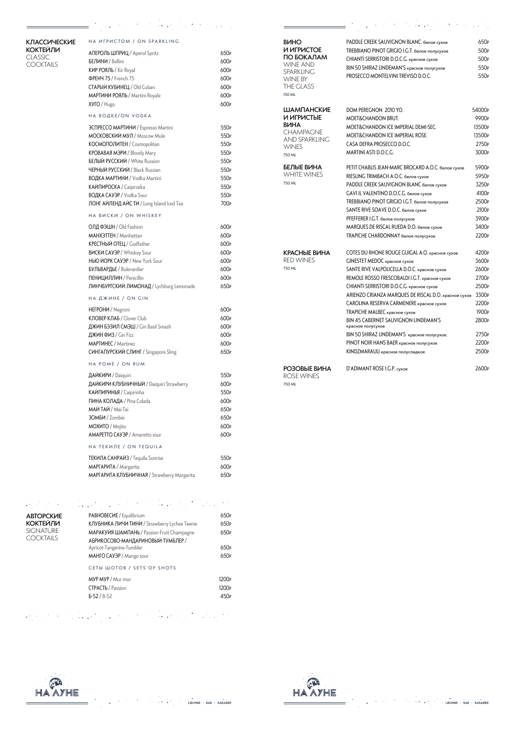## КЛАССИЧЕСКИЕ КОКТЕЙЛИ
### CLASSIC COCKTAILS

#### НА ИГРИСТОМ / ON SPARKLING

| | |
|---|---|
| **АПЕРОЛЬ ШПРИЦ** / Aperol Spritz | 650₽ |
| **БЕЛИНИ** / Bellini | 600₽ |
| **КИР РОЯЛЬ** / Kir Royal | 600₽ |
| **ФРЕНЧ 75** / French 75 | 600₽ |
| **СТАРЫЙ КУБИНЕЦ** / Old Cuban | 600₽ |
| **МАРТИНИ РОЯЛЬ** / Martini Royale | 600₽ |
| **ХУГО** / Hugo | 600₽ |

#### НА ВОДКЕ/ON VODKA

| | |
|---|---|
| **ЭСПРЕССО МАРТИНИ** / Espresso Martini | 550₽ |
| **МОСКОВСКИЙ МУЛ** / Moscow Mule | 550₽ |
| **КОСМОПОЛИТЕН** / Cosmopolitan | 550₽ |
| **КРОВАВАЯ МЭРИ** / Bloody Mary | 550₽ |
| **БЕЛЫЙ РУССКИЙ** / White Russion | 550₽ |
| **ЧЕРНЫЙ РУССКИЙ** / Black Russian | 550₽ |
| **ВОДКА МАРТИНИ** / Vodka Martini | 550₽ |
| **КАЙПИРОСКА** / Caipiroska | 550₽ |
| **ВОДКА САУЭР** / Vodka Sour | 550₽ |
| **ЛОНГ АЙЛЕНД АЙС ТИ** / Long Island Iced Tea | 700₽ |

#### НА ВИСКИ / ON WHISKEY

| | |
|---|---|
| **ОЛД ФЭШН** / Old Fashion | 600₽ |
| **МАНХЭТТЕН** / Manhattan | 600₽ |
| **КРЕСТНЫЙ ОТЕЦ** / Godfather | 600₽ |
| **ВИСКИ САУЭР** / Whiskey Sour | 600₽ |
| **НЬЮ ЙОРК САУЭР** / New York Sour | 600₽ |
| **БУЛЬВАРДЬЕ** / Bulevardier | 600₽ |
| **ПЕНИЦИЛЛИН** / Penicillin | 600₽ |
| **ЛИНЧБУРГСКИЙ ЛИМОНАД** / Lychburg Lemonade | 650₽ |

#### НА ДЖИНЕ / ON GIN

| | |
|---|---|
| **НЕГРОНИ** / Negroni | 600₽ |
| **КЛОВЕР КЛАБ** / Clover Club | 600₽ |
| **ДЖИН БЭЗИЛ СМЭШ** / Gin Basil Smash | 600₽ |
| **ДЖИН ФИЗ** / Gin Fizz | 600₽ |
| **МАРТИНЕС** / Martinez | 600₽ |
| **СИНГАПУРСКИЙ СЛИНГ** / Singapore Sling | 650₽ |

#### НА РОМЕ / ON RUM

| | |
|---|---|
| **ДАЙКИРИ** / Daiquiri | 550₽ |
| **ДАЙКИРИ КЛУБНИЧНЫЙ** / Daiquiri Strawberry | 600₽ |
| **КАЙПИРИНЬЯ** / Caipirinha | 550₽ |
| **ПИНА КОЛАДА** / Pina Colada | 600₽ |
| **МАЙ ТАЙ** / Mai Tai | 650₽ |
| **ЗОМБИ** / Zombie | 650₽ |
| **МОХИТО** / Mojito | 600₽ |
| **АМАРЕТТО САУЭР** / Amaretto sour | 600₽ |

#### НА ТЕКИЛЕ / ON TEQUILA

| | |
|---|---|
| **ТЕКИЛА САНРАЙЗ** / Tequila Sunrise | 550₽ |
| **МАРГАРИТА** / Margarita | 600₽ |
| **МАРГАРИТА КЛУБНИЧНАЯ** / Strawberry Margarita | 650₽ |

## АВТОРСКИЕ КОКТЕЙЛИ
### SIGNATURE COCKTAILS

| | |
|---|---|
| **РАВНОВЕСИЕ** / Equilibrium | 650₽ |
| **КЛУБНИКА ЛИЧИ ТИНИ** / Strawberry Lychee Teenie | 650₽ |
| **МАРАКУЙЯ ШАМПАНЬ** / Passion Fruit Champagne | 650₽ |
| **АБРИКОСОВО-МАНДАРИНОВЫЙ-ТУМБЛЕР** / Apricot-Tangerine-Tumbler | 650₽ |
| **МАНГО САУЭР** / Mango sour | 650₽ |

#### СЕТЫ ШОТОВ / SETS OF SHOTS

| | |
|---|---|
| **МУР МУР** / Mur mur | 1200₽ |
| **СТРАСТЬ** / Passion | 1200₽ |
| **Б-52** / B-52 | 450₽ |

## ВИНО И ИГРИСТОЕ ПО БОКАЛАМ
### WINE AND SPARKLING WINE BY THE GLASS
150 ML

| | |
|---|---|
| PADDLE CREEK SAUVIGNON BLANC. белое сухое | 650₽ |
| TREBBIANO PINOT GRIGIO I.G.T. белое полусухое | 500₽ |
| CHIANTI SERRISTORI D.O.C.G. красное сухое | 500₽ |
| BIN 50 SHIRAZ LINDEMAN'S красное полусухое | 550₽ |
| PROSECCO MONTELVINI TREVISO D.O.C. | 550₽ |

## ШАМПАНСКИЕ И ИГРИСТЫЕ ВИНА
### CHAMPAGNE AND SPARKLING WINES
750 ML

| | |
|---|---|
| DOM PEREGNON 2010 YO. | 54000₽ |
| MOET&CHANDON BRUT. | 9900₽ |
| MOET&CHANDON ICE IMPERIAL DEMI-SEC. | 13500₽ |
| MOET&CHANDON ICE IMPERIAL ROSE. | 13500₽ |
| CASA DEFRA PROSECCO D.O.C. | 2750₽ |
| MARTINI ASTI D.O.C.G. | 3000₽ |

## БЕЛЫЕ ВИНА
### WHITE WINES
750 ML

| | |
|---|---|
| PETIT CHABLIS JEAN-MARC BROCARD A.O.C. белое сухое | 5900₽ |
| RIESLING TRIMBACH A.O.C. белое сухое | 5950₽ |
| PADDLE CREEK SAUVIGNON BLANC белое сухое | 3250₽ |
| GAVI IL VALENTINO D.O.C.G. белое сухое | 4100₽ |
| TREBBIANO PINOT GRIGIO I.G.T. белое полусухое | 2500₽ |
| SANTE RIVE SOAVE D.O.C. белое сухое | 2100₽ |
| PFEFFERER I.G.T. белое полусухое | 3900₽ |
| MARQUES DE RISCAL RUEDA D.O. белое сухое | 3400₽ |
| TRAPICHE CHARDONNAY белое полусухое | 2200₽ |

## КРАСНЫЕ ВИНА
### RED WINES
750 ML

| | |
|---|---|
| COTES DU RHONE ROUGE GUIGAL A.O. красное сухое | 4200₽ |
| GINESTET MEDOC красное сухое | 3600₽ |
| SANTE RIVE VALPOLICELLA D.O.C. красное сухое | 2600₽ |
| REMOLE ROSSO FRESCOBALDI I.G.T. красное сухое | 2700₽ |
| CHIANTI SERRISTORI D.O.C.G. красное сухое | 2500₽ |
| ARIENZO CRIANZA MARQUES DE RISCAL D.O. красное сухое | 3300₽ |
| CAROLINA RESERVA CARMENERE красное сухое | 2200₽ |
| TRAPICHE MALBEC красное сухое | 1900₽ |
| BIN 45 CABERNET SAUVIGNON LINDEMAN'S красное полусухое | 2800₽ |
| BIN 50 SHIRAZ LINDEMAN'S красное полусухое. | 2750₽ |
| PINOT NOIR HANS BAER красное полусухое | 2200₽ |
| KINDZMARAULI красное полусладкое | 2500₽ |

## РОЗОВЫЕ ВИНА
### ROSE WINES
750 ML

| | |
|---|---|
| D'ADIMANT ROSE I.G.P. сухое | 2600₽ |